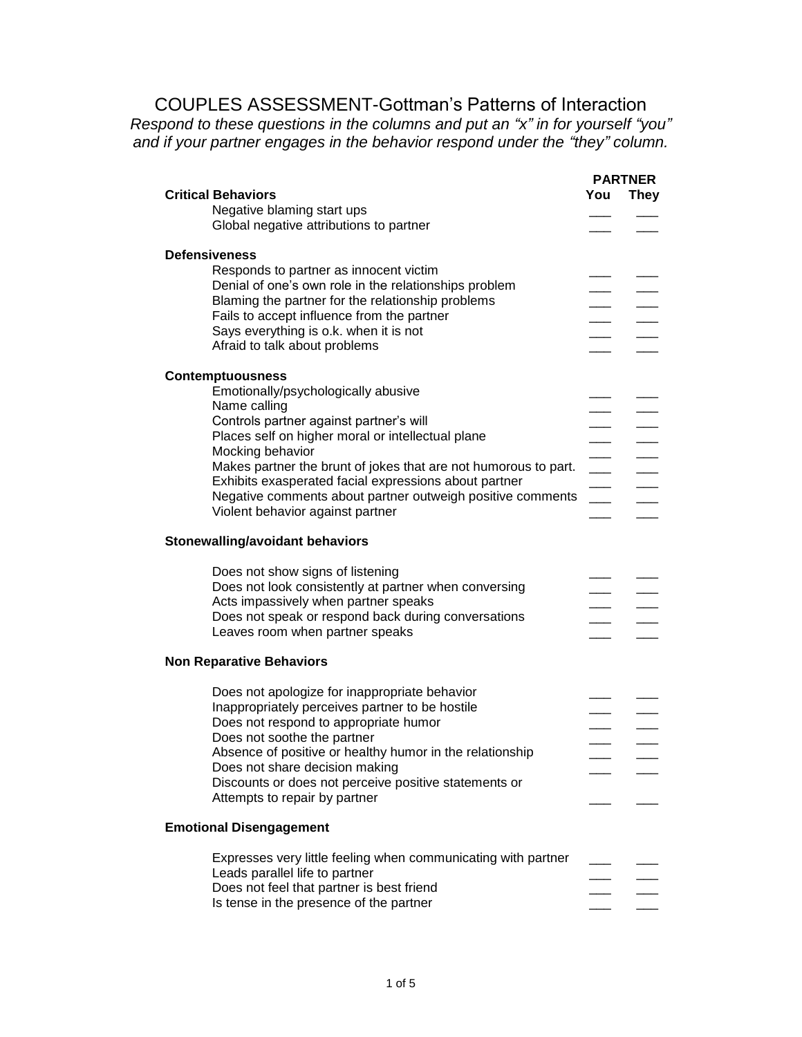# COUPLES ASSESSMENT-Gottman's Patterns of Interaction

*Respond to these questions in the columns and put an "x" in for yourself "you" and if your partner engages in the behavior respond under the "they" column.*

| | PARTNER | |
|---|---|---|
| **Critical Behaviors** | **You** | **They** |
| Negative blaming start ups | ___ | ___ |
| Global negative attributions to partner | ___ | ___ |
| **Defensiveness** | | |
| Responds to partner as innocent victim | ___ | ___ |
| Denial of one's own role in the relationships problem | ___ | ___ |
| Blaming the partner for the relationship problems | ___ | ___ |
| Fails to accept influence from the partner | ___ | ___ |
| Says everything is o.k. when it is not | ___ | ___ |
| Afraid to talk about problems | ___ | ___ |
| **Contemptuousness** | | |
| Emotionally/psychologically abusive | ___ | ___ |
| Name calling | ___ | ___ |
| Controls partner against partner's will | ___ | ___ |
| Places self on higher moral or intellectual plane | ___ | ___ |
| Mocking behavior | ___ | ___ |
| Makes partner the brunt of jokes that are not humorous to part. | ___ | ___ |
| Exhibits exasperated facial expressions about partner | ___ | ___ |
| Negative comments about partner outweigh positive comments | ___ | ___ |
| Violent behavior against partner | ___ | ___ |
| **Stonewalling/avoidant behaviors** | | |
| Does not show signs of listening | ___ | ___ |
| Does not look consistently at partner when conversing | ___ | ___ |
| Acts impassively when partner speaks | ___ | ___ |
| Does not speak or respond back during conversations | ___ | ___ |
| Leaves room when partner speaks | ___ | ___ |
| **Non Reparative Behaviors** | | |
| Does not apologize for inappropriate behavior | ___ | ___ |
| Inappropriately perceives partner to be hostile | ___ | ___ |
| Does not respond to appropriate humor | ___ | ___ |
| Does not soothe the partner | ___ | ___ |
| Absence of positive or healthy humor in the relationship | ___ | ___ |
| Does not share decision making | ___ | ___ |
| Discounts or does not perceive positive statements or Attempts to repair by partner | ___ | ___ |
| **Emotional Disengagement** | | |
| Expresses very little feeling when communicating with partner | ___ | ___ |
| Leads parallel life to partner | ___ | ___ |
| Does not feel that partner is best friend | ___ | ___ |
| Is tense in the presence of the partner | ___ | ___ |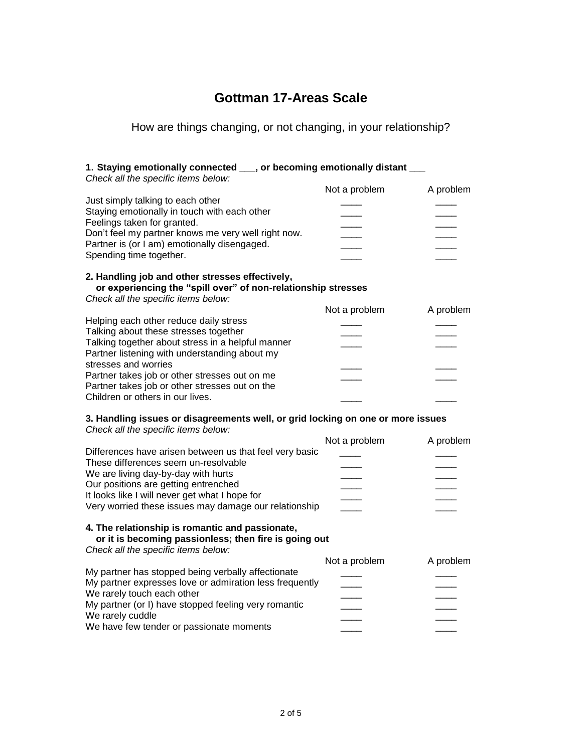# Gottman 17-Areas Scale

How are things changing, or not changing, in your relationship?

**1. Staying emotionally connected ___, or becoming emotionally distant ___**

*Check all the specific items below:*

| | Not a problem | A problem |
|---|---|---|
| Just simply talking to each other | ____ | ____ |
| Staying emotionally in touch with each other | ____ | ____ |
| Feelings taken for granted. | ____ | ____ |
| Don't feel my partner knows me very well right now. | ____ | ____ |
| Partner is (or I am) emotionally disengaged. | ____ | ____ |
| Spending time together. | ____ | ____ |

**2. Handling job and other stresses effectively, or experiencing the "spill over" of non-relationship stresses**

*Check all the specific items below:*

| | Not a problem | A problem |
|---|---|---|
| Helping each other reduce daily stress | ____ | ____ |
| Talking about these stresses together | ____ | ____ |
| Talking together about stress in a helpful manner | ____ | ____ |
| Partner listening with understanding about my stresses and worries | ____ | ____ |
| Partner takes job or other stresses out on me | ____ | ____ |
| Partner takes job or other stresses out on the Children or others in our lives. | ____ | ____ |

**3. Handling issues or disagreements well, or grid locking on one or more issues**

*Check all the specific items below:*

| | Not a problem | A problem |
|---|---|---|
| Differences have arisen between us that feel very basic | ____ | ____ |
| These differences seem un-resolvable | ____ | ____ |
| We are living day-by-day with hurts | ____ | ____ |
| Our positions are getting entrenched | ____ | ____ |
| It looks like I will never get what I hope for | ____ | ____ |
| Very worried these issues may damage our relationship | ____ | ____ |

**4. The relationship is romantic and passionate, or it is becoming passionless; then fire is going out**

*Check all the specific items below:*

| | Not a problem | A problem |
|---|---|---|
| My partner has stopped being verbally affectionate | ____ | ____ |
| My partner expresses love or admiration less frequently | ____ | ____ |
| We rarely touch each other | ____ | ____ |
| My partner (or I) have stopped feeling very romantic | ____ | ____ |
| We rarely cuddle | ____ | ____ |
| We have few tender or passionate moments | ____ | ____ |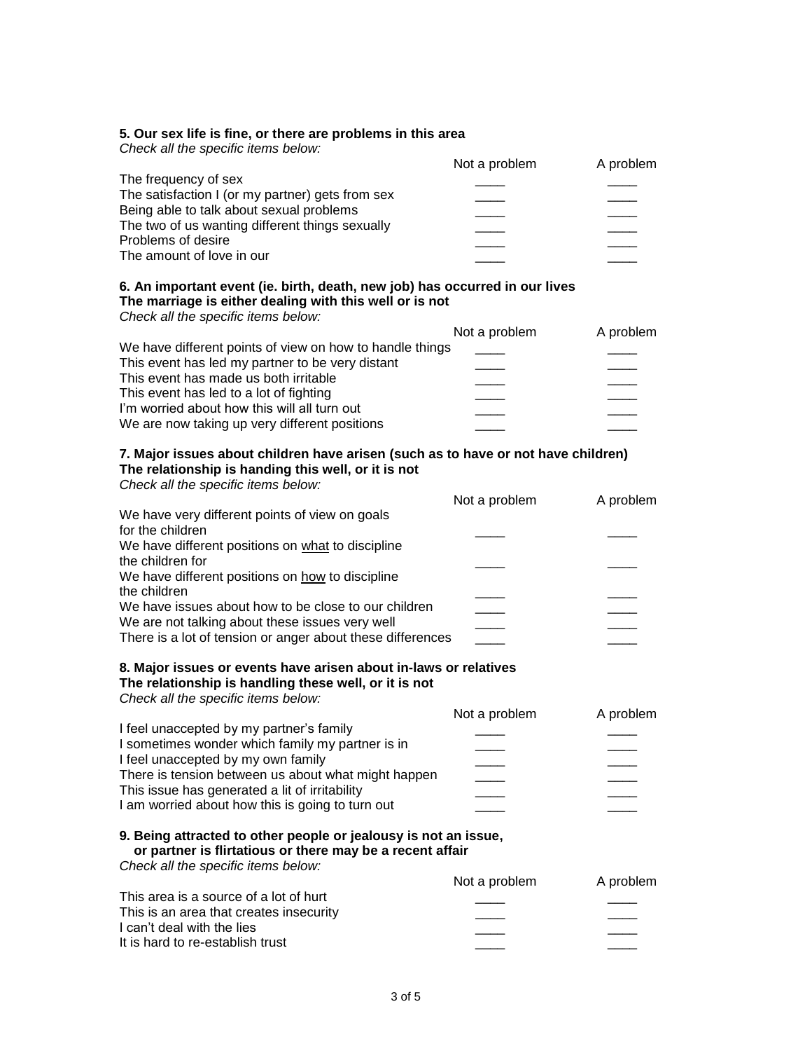**5. Our sex life is fine, or there are problems in this area**
*Check all the specific items below:*

| | Not a problem | A problem |
|---|---|---|
| The frequency of sex | ____ | ____ |
| The satisfaction I (or my partner) gets from sex | ____ | ____ |
| Being able to talk about sexual problems | ____ | ____ |
| The two of us wanting different things sexually | ____ | ____ |
| Problems of desire | ____ | ____ |
| The amount of love in our | ____ | ____ |

**6. An important event (ie. birth, death, new job) has occurred in our lives**
**The marriage is either dealing with this well or is not**
*Check all the specific items below:*

| | Not a problem | A problem |
|---|---|---|
| We have different points of view on how to handle things | ____ | ____ |
| This event has led my partner to be very distant | ____ | ____ |
| This event has made us both irritable | ____ | ____ |
| This event has led to a lot of fighting | ____ | ____ |
| I'm worried about how this will all turn out | ____ | ____ |
| We are now taking up very different positions | ____ | ____ |

**7. Major issues about children have arisen (such as to have or not have children)**
**The relationship is handing this well, or it is not**
*Check all the specific items below:*

| | Not a problem | A problem |
|---|---|---|
| We have very different points of view on goals for the children | ____ | ____ |
| We have different positions on <u>what</u> to discipline the children for | ____ | ____ |
| We have different positions on <u>how</u> to discipline the children | ____ | ____ |
| We have issues about how to be close to our children | ____ | ____ |
| We are not talking about these issues very well | ____ | ____ |
| There is a lot of tension or anger about these differences | ____ | ____ |

**8. Major issues or events have arisen about in-laws or relatives**
**The relationship is handling these well, or it is not**
*Check all the specific items below:*

| | Not a problem | A problem |
|---|---|---|
| I feel unaccepted by my partner's family | ____ | ____ |
| I sometimes wonder which family my partner is in | ____ | ____ |
| I feel unaccepted by my own family | ____ | ____ |
| There is tension between us about what might happen | ____ | ____ |
| This issue has generated a lit of irritability | ____ | ____ |
| I am worried about how this is going to turn out | ____ | ____ |

**9. Being attracted to other people or jealousy is not an issue,**
**or partner is flirtatious or there may be a recent affair**
*Check all the specific items below:*

| | Not a problem | A problem |
|---|---|---|
| This area is a source of a lot of hurt | ____ | ____ |
| This is an area that creates insecurity | ____ | ____ |
| I can't deal with the lies | ____ | ____ |
| It is hard to re-establish trust | ____ | ____ |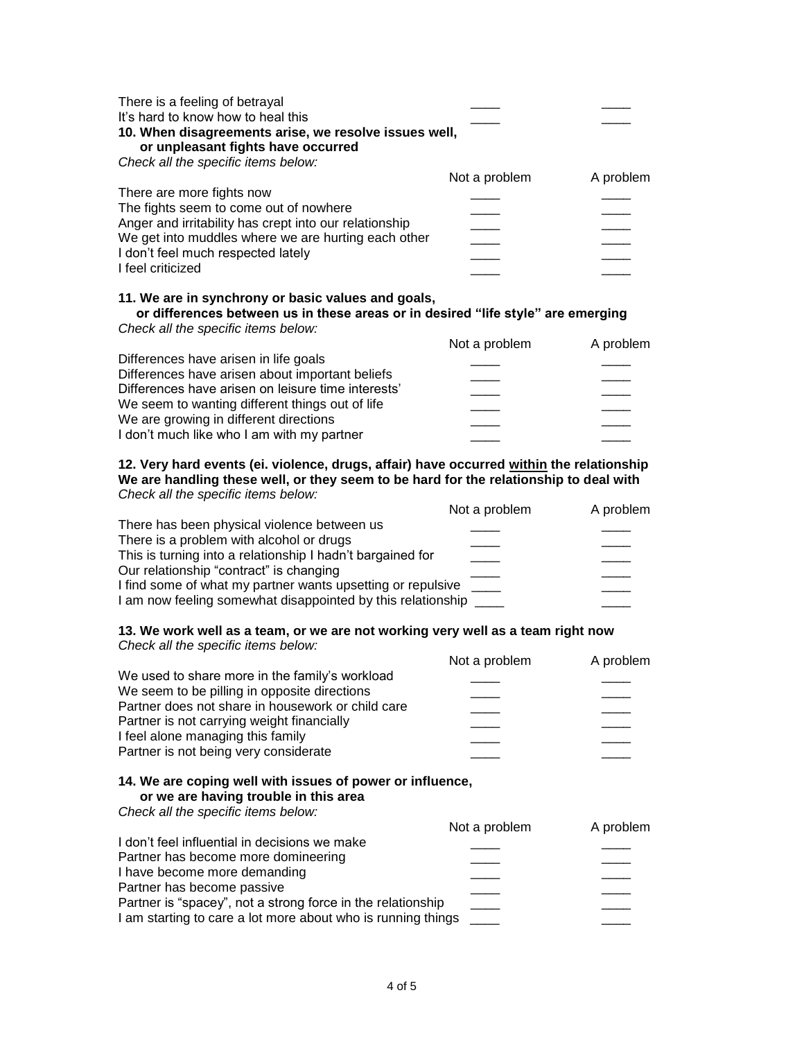| | | |
|---|---|---|
| There is a feeling of betrayal | ____ | ____ |
| It's hard to know how to heal this | ____ | ____ |

**10. When disagreements arise, we resolve issues well, or unpleasant fights have occurred**

*Check all the specific items below:*

| | Not a problem | A problem |
|---|---|---|
| There are more fights now | ____ | ____ |
| The fights seem to come out of nowhere | ____ | ____ |
| Anger and irritability has crept into our relationship | ____ | ____ |
| We get into muddles where we are hurting each other | ____ | ____ |
| I don't feel much respected lately | ____ | ____ |
| I feel criticized | ____ | ____ |

**11. We are in synchrony or basic values and goals, or differences between us in these areas or in desired "life style" are emerging**

*Check all the specific items below:*

| | Not a problem | A problem |
|---|---|---|
| Differences have arisen in life goals | ____ | ____ |
| Differences have arisen about important beliefs | ____ | ____ |
| Differences have arisen on leisure time interests' | ____ | ____ |
| We seem to wanting different things out of life | ____ | ____ |
| We are growing in different directions | ____ | ____ |
| I don't much like who I am with my partner | ____ | ____ |

**12. Very hard events (ei. violence, drugs, affair) have occurred <u>within</u> the relationship We are handling these well, or they seem to be hard for the relationship to deal with**

*Check all the specific items below:*

| | Not a problem | A problem |
|---|---|---|
| There has been physical violence between us | ____ | ____ |
| There is a problem with alcohol or drugs | ____ | ____ |
| This is turning into a relationship I hadn't bargained for | ____ | ____ |
| Our relationship "contract" is changing | ____ | ____ |
| I find some of what my partner wants upsetting or repulsive | ____ | ____ |
| I am now feeling somewhat disappointed by this relationship | ____ | ____ |

**13. We work well as a team, or we are not working very well as a team right now**

*Check all the specific items below:*

| | Not a problem | A problem |
|---|---|---|
| We used to share more in the family's workload | ____ | ____ |
| We seem to be pilling in opposite directions | ____ | ____ |
| Partner does not share in housework or child care | ____ | ____ |
| Partner is not carrying weight financially | ____ | ____ |
| I feel alone managing this family | ____ | ____ |
| Partner is not being very considerate | ____ | ____ |

**14. We are coping well with issues of power or influence, or we are having trouble in this area**

*Check all the specific items below:*

| | Not a problem | A problem |
|---|---|---|
| I don't feel influential in decisions we make | ____ | ____ |
| Partner has become more domineering | ____ | ____ |
| I have become more demanding | ____ | ____ |
| Partner has become passive | ____ | ____ |
| Partner is "spacey", not a strong force in the relationship | ____ | ____ |
| I am starting to care a lot more about who is running things | ____ | ____ |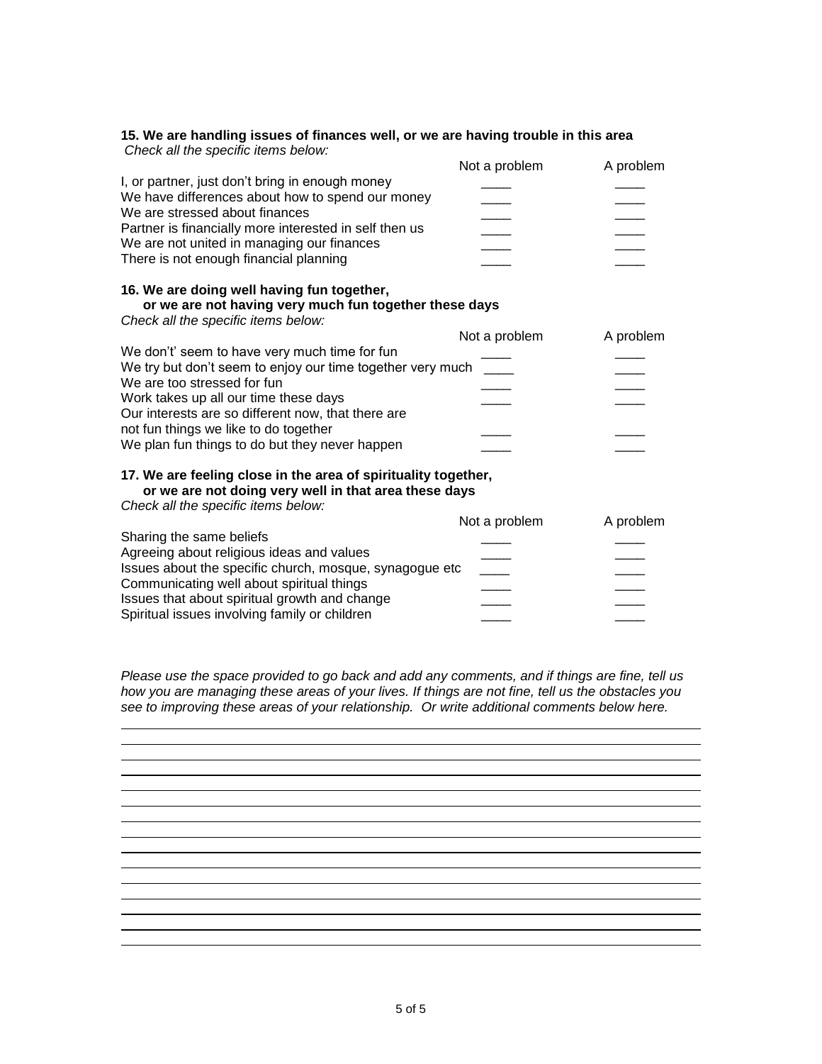**15. We are handling issues of finances well, or we are having trouble in this area**

*Check all the specific items below:*

| | Not a problem | A problem |
|---|---|---|
| I, or partner, just don't bring in enough money | ____ | ____ |
| We have differences about how to spend our money | ____ | ____ |
| We are stressed about finances | ____ | ____ |
| Partner is financially more interested in self then us | ____ | ____ |
| We are not united in managing our finances | ____ | ____ |
| There is not enough financial planning | ____ | ____ |

**16. We are doing well having fun together,**
**or we are not having very much fun together these days**

*Check all the specific items below:*

| | Not a problem | A problem |
|---|---|---|
| We don't' seem to have very much time for fun | ____ | ____ |
| We try but don't seem to enjoy our time together very much | ____ | ____ |
| We are too stressed for fun | ____ | ____ |
| Work takes up all our time these days | ____ | ____ |
| Our interests are so different now, that there are not fun things we like to do together | ____ | ____ |
| We plan fun things to do but they never happen | ____ | ____ |

**17. We are feeling close in the area of spirituality together,**
**or we are not doing very well in that area these days**

*Check all the specific items below:*

| | Not a problem | A problem |
|---|---|---|
| Sharing the same beliefs | ____ | ____ |
| Agreeing about religious ideas and values | ____ | ____ |
| Issues about the specific church, mosque, synagogue etc | ____ | ____ |
| Communicating well about spiritual things | ____ | ____ |
| Issues that about spiritual growth and change | ____ | ____ |
| Spiritual issues involving family or children | ____ | ____ |

*Please use the space provided to go back and add any comments, and if things are fine, tell us how you are managing these areas of your lives. If things are not fine, tell us the obstacles you see to improving these areas of your relationship. Or write additional comments below here.*